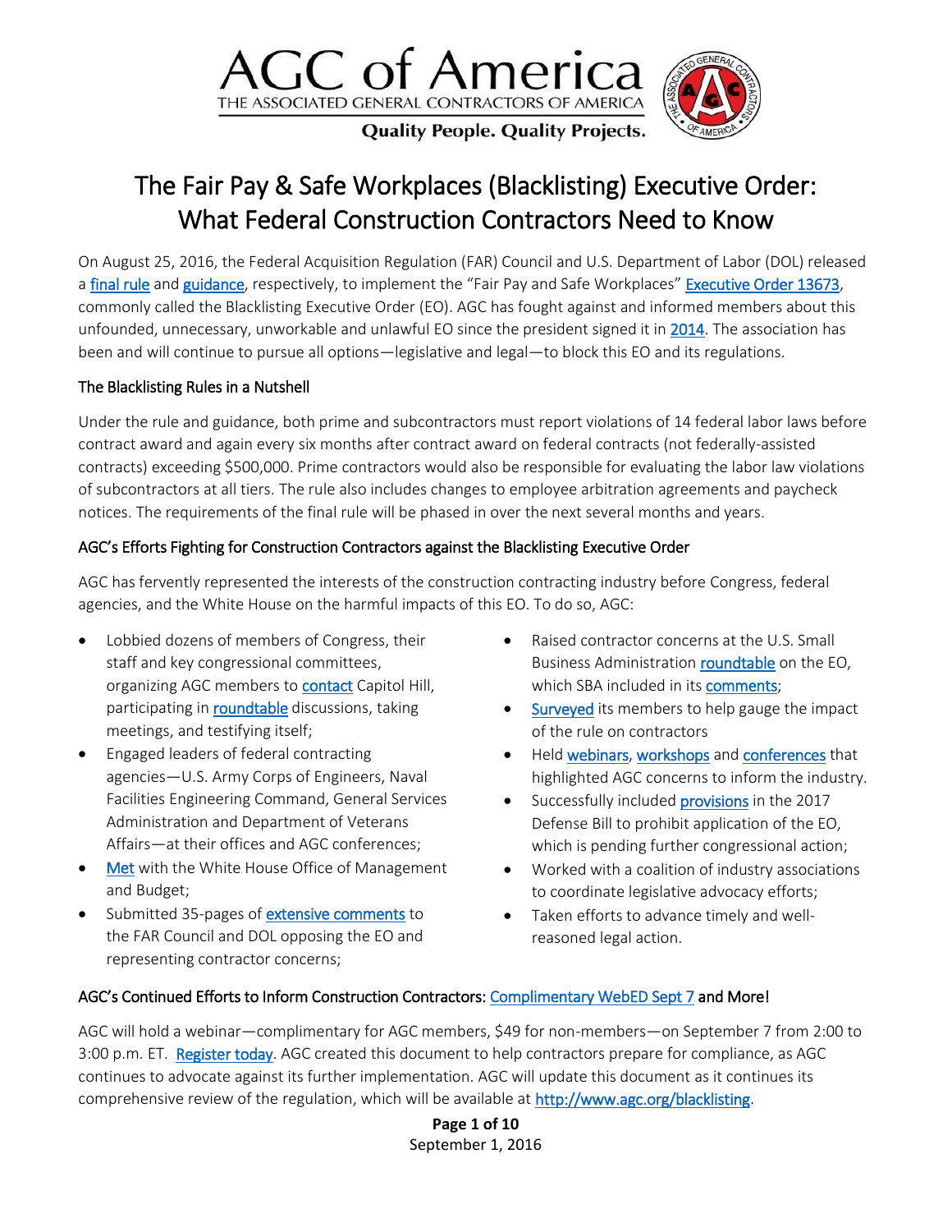AGC of America

THE ASSOCIATED GENERAL CONTRACTORS OF AMERICA

**Quality People. Quality Projects.**

# The Fair Pay & Safe Workplaces (Blacklisting) Executive Order: What Federal Construction Contractors Need to Know

On August 25, 2016, the Federal Acquisition Regulation (FAR) Council and U.S. Department of Labor (DOL) released a final rule and guidance, respectively, to implement the "Fair Pay and Safe Workplaces" Executive Order 13673, commonly called the Blacklisting Executive Order (EO). AGC has fought against and informed members about this unfounded, unnecessary, unworkable and unlawful EO since the president signed it in 2014. The association has been and will continue to pursue all options—legislative and legal—to block this EO and its regulations.

## The Blacklisting Rules in a Nutshell

Under the rule and guidance, both prime and subcontractors must report violations of 14 federal labor laws before contract award and again every six months after contract award on federal contracts (not federally-assisted contracts) exceeding $500,000. Prime contractors would also be responsible for evaluating the labor law violations of subcontractors at all tiers. The rule also includes changes to employee arbitration agreements and paycheck notices. The requirements of the final rule will be phased in over the next several months and years.

## AGC's Efforts Fighting for Construction Contractors against the Blacklisting Executive Order

AGC has fervently represented the interests of the construction contracting industry before Congress, federal agencies, and the White House on the harmful impacts of this EO. To do so, AGC:

- Lobbied dozens of members of Congress, their staff and key congressional committees, organizing AGC members to contact Capitol Hill, participating in roundtable discussions, taking meetings, and testifying itself;
- Engaged leaders of federal contracting agencies—U.S. Army Corps of Engineers, Naval Facilities Engineering Command, General Services Administration and Department of Veterans Affairs—at their offices and AGC conferences;
- Met with the White House Office of Management and Budget;
- Submitted 35-pages of extensive comments to the FAR Council and DOL opposing the EO and representing contractor concerns;
- Raised contractor concerns at the U.S. Small Business Administration roundtable on the EO, which SBA included in its comments;
- Surveyed its members to help gauge the impact of the rule on contractors
- Held webinars, workshops and conferences that highlighted AGC concerns to inform the industry.
- Successfully included provisions in the 2017 Defense Bill to prohibit application of the EO, which is pending further congressional action;
- Worked with a coalition of industry associations to coordinate legislative advocacy efforts;
- Taken efforts to advance timely and well-reasoned legal action.

## AGC's Continued Efforts to Inform Construction Contractors: Complimentary WebED Sept 7 and More!

AGC will hold a webinar—complimentary for AGC members, $49 for non-members—on September 7 from 2:00 to 3:00 p.m. ET. Register today. AGC created this document to help contractors prepare for compliance, as AGC continues to advocate against its further implementation. AGC will update this document as it continues its comprehensive review of the regulation, which will be available at http://www.agc.org/blacklisting.

September 1, 2016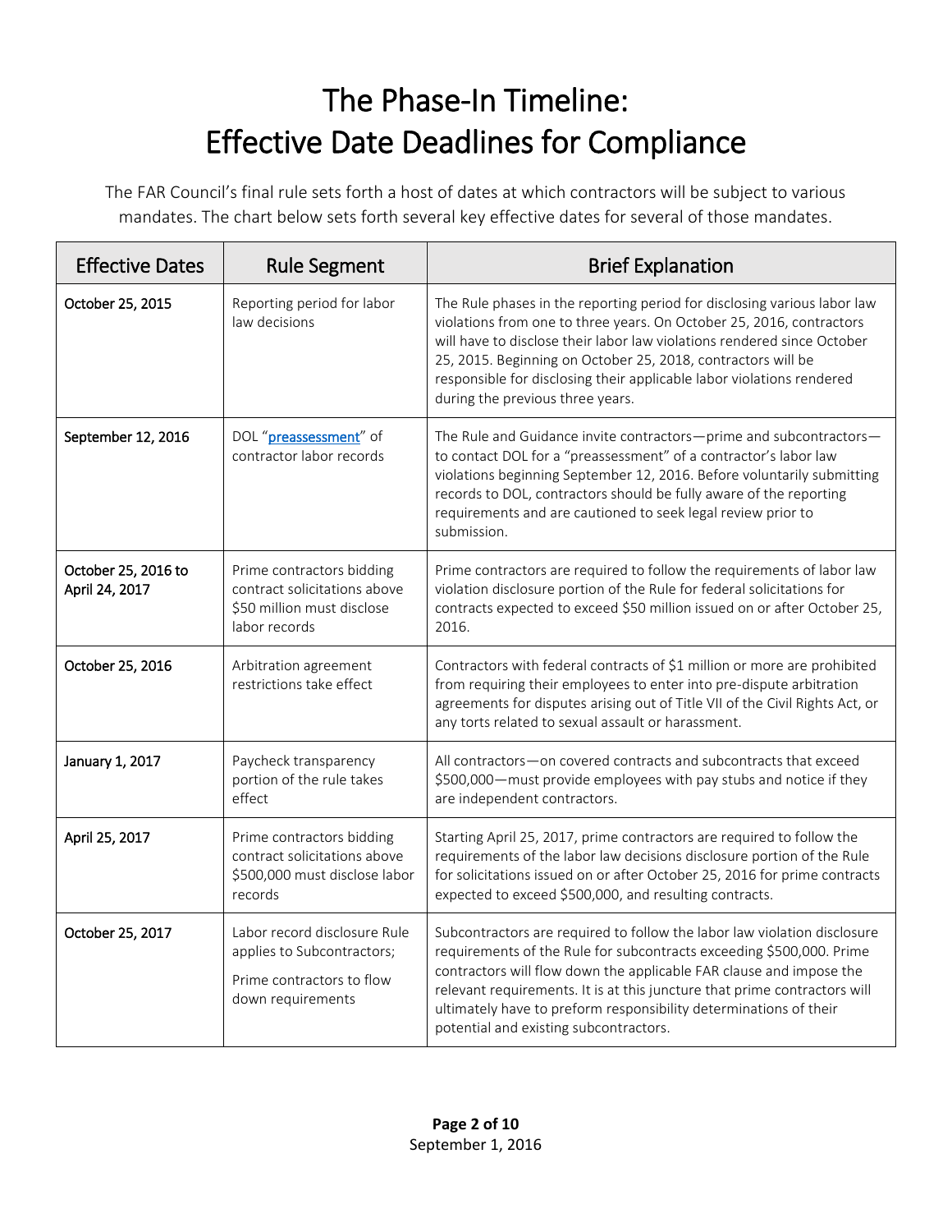# The Phase-In Timeline: Effective Date Deadlines for Compliance

The FAR Council's final rule sets forth a host of dates at which contractors will be subject to various mandates. The chart below sets forth several key effective dates for several of those mandates.

| Effective Dates | Rule Segment | Brief Explanation |
|---|---|---|
| October 25, 2015 | Reporting period for labor law decisions | The Rule phases in the reporting period for disclosing various labor law violations from one to three years. On October 25, 2016, contractors will have to disclose their labor law violations rendered since October 25, 2015. Beginning on October 25, 2018, contractors will be responsible for disclosing their applicable labor violations rendered during the previous three years. |
| September 12, 2016 | DOL "preassessment" of contractor labor records | The Rule and Guidance invite contractors—prime and subcontractors—to contact DOL for a "preassessment" of a contractor's labor law violations beginning September 12, 2016. Before voluntarily submitting records to DOL, contractors should be fully aware of the reporting requirements and are cautioned to seek legal review prior to submission. |
| October 25, 2016 to April 24, 2017 | Prime contractors bidding contract solicitations above $50 million must disclose labor records | Prime contractors are required to follow the requirements of labor law violation disclosure portion of the Rule for federal solicitations for contracts expected to exceed $50 million issued on or after October 25, 2016. |
| October 25, 2016 | Arbitration agreement restrictions take effect | Contractors with federal contracts of $1 million or more are prohibited from requiring their employees to enter into pre-dispute arbitration agreements for disputes arising out of Title VII of the Civil Rights Act, or any torts related to sexual assault or harassment. |
| January 1, 2017 | Paycheck transparency portion of the rule takes effect | All contractors—on covered contracts and subcontracts that exceed $500,000—must provide employees with pay stubs and notice if they are independent contractors. |
| April 25, 2017 | Prime contractors bidding contract solicitations above $500,000 must disclose labor records | Starting April 25, 2017, prime contractors are required to follow the requirements of the labor law decisions disclosure portion of the Rule for solicitations issued on or after October 25, 2016 for prime contracts expected to exceed $500,000, and resulting contracts. |
| October 25, 2017 | Labor record disclosure Rule applies to Subcontractors; Prime contractors to flow down requirements | Subcontractors are required to follow the labor law violation disclosure requirements of the Rule for subcontracts exceeding $500,000. Prime contractors will flow down the applicable FAR clause and impose the relevant requirements. It is at this juncture that prime contractors will ultimately have to preform responsibility determinations of their potential and existing subcontractors. |

September 1, 2016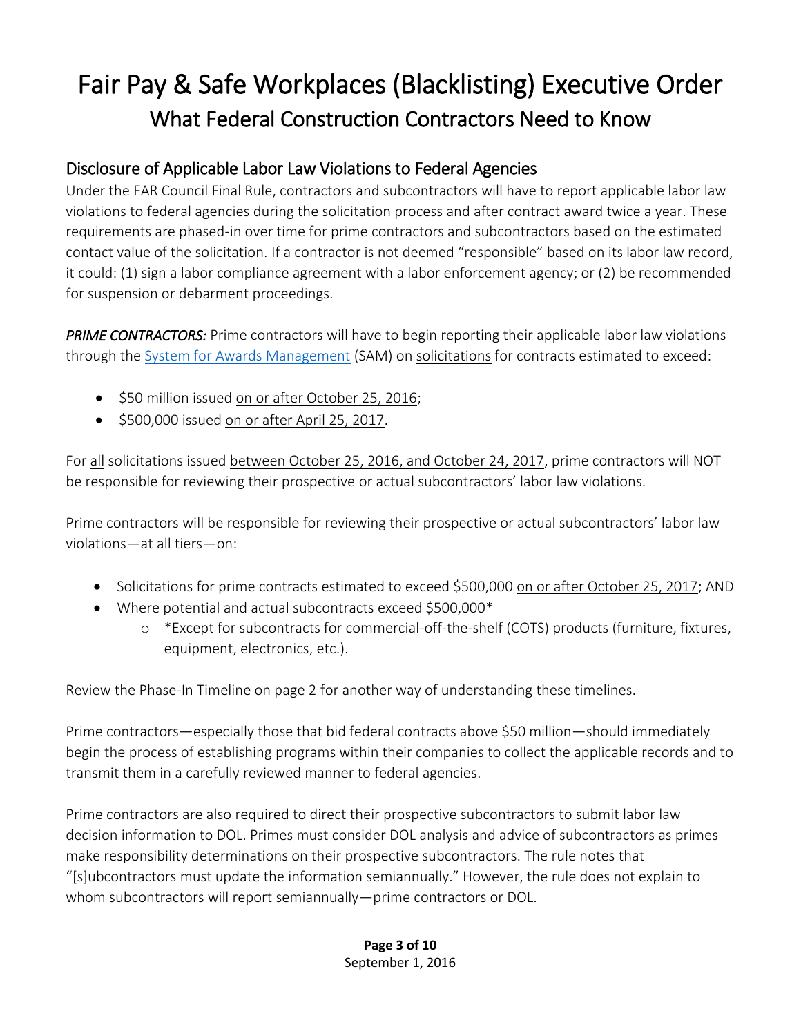# Fair Pay & Safe Workplaces (Blacklisting) Executive Order

## What Federal Construction Contractors Need to Know

### Disclosure of Applicable Labor Law Violations to Federal Agencies

Under the FAR Council Final Rule, contractors and subcontractors will have to report applicable labor law violations to federal agencies during the solicitation process and after contract award twice a year. These requirements are phased-in over time for prime contractors and subcontractors based on the estimated contact value of the solicitation. If a contractor is not deemed "responsible" based on its labor law record, it could: (1) sign a labor compliance agreement with a labor enforcement agency; or (2) be recommended for suspension or debarment proceedings.

***PRIME CONTRACTORS:*** Prime contractors will have to begin reporting their applicable labor law violations through the System for Awards Management (SAM) on solicitations for contracts estimated to exceed:

- $50 million issued on or after October 25, 2016;
- $500,000 issued on or after April 25, 2017.

For all solicitations issued between October 25, 2016, and October 24, 2017, prime contractors will NOT be responsible for reviewing their prospective or actual subcontractors' labor law violations.

Prime contractors will be responsible for reviewing their prospective or actual subcontractors' labor law violations—at all tiers—on:

- Solicitations for prime contracts estimated to exceed $500,000 on or after October 25, 2017; AND
- Where potential and actual subcontracts exceed $500,000*
  - *Except for subcontracts for commercial-off-the-shelf (COTS) products (furniture, fixtures, equipment, electronics, etc.).

Review the Phase-In Timeline on page 2 for another way of understanding these timelines.

Prime contractors—especially those that bid federal contracts above $50 million—should immediately begin the process of establishing programs within their companies to collect the applicable records and to transmit them in a carefully reviewed manner to federal agencies.

Prime contractors are also required to direct their prospective subcontractors to submit labor law decision information to DOL. Primes must consider DOL analysis and advice of subcontractors as primes make responsibility determinations on their prospective subcontractors. The rule notes that "[s]ubcontractors must update the information semiannually." However, the rule does not explain to whom subcontractors will report semiannually—prime contractors or DOL.

September 1, 2016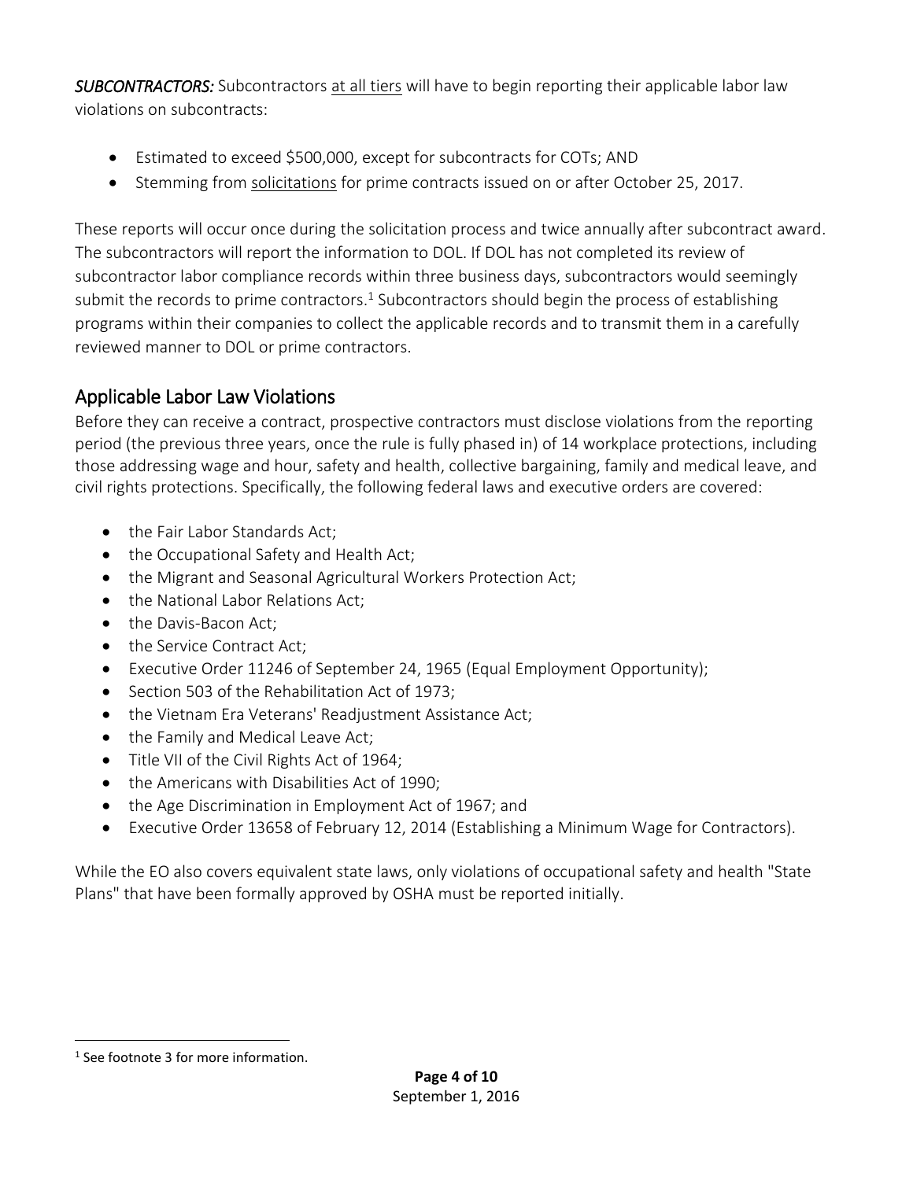***SUBCONTRACTORS:*** Subcontractors at all tiers will have to begin reporting their applicable labor law violations on subcontracts:

- Estimated to exceed $500,000, except for subcontracts for COTs; AND
- Stemming from solicitations for prime contracts issued on or after October 25, 2017.

These reports will occur once during the solicitation process and twice annually after subcontract award. The subcontractors will report the information to DOL. If DOL has not completed its review of subcontractor labor compliance records within three business days, subcontractors would seemingly submit the records to prime contractors.[1] Subcontractors should begin the process of establishing programs within their companies to collect the applicable records and to transmit them in a carefully reviewed manner to DOL or prime contractors.

## Applicable Labor Law Violations

Before they can receive a contract, prospective contractors must disclose violations from the reporting period (the previous three years, once the rule is fully phased in) of 14 workplace protections, including those addressing wage and hour, safety and health, collective bargaining, family and medical leave, and civil rights protections. Specifically, the following federal laws and executive orders are covered:

- the Fair Labor Standards Act;
- the Occupational Safety and Health Act;
- the Migrant and Seasonal Agricultural Workers Protection Act;
- the National Labor Relations Act;
- the Davis-Bacon Act;
- the Service Contract Act;
- Executive Order 11246 of September 24, 1965 (Equal Employment Opportunity);
- Section 503 of the Rehabilitation Act of 1973;
- the Vietnam Era Veterans' Readjustment Assistance Act;
- the Family and Medical Leave Act;
- Title VII of the Civil Rights Act of 1964;
- the Americans with Disabilities Act of 1990;
- the Age Discrimination in Employment Act of 1967; and
- Executive Order 13658 of February 12, 2014 (Establishing a Minimum Wage for Contractors).

While the EO also covers equivalent state laws, only violations of occupational safety and health "State Plans" that have been formally approved by OSHA must be reported initially.

---

[1] See footnote 3 for more information.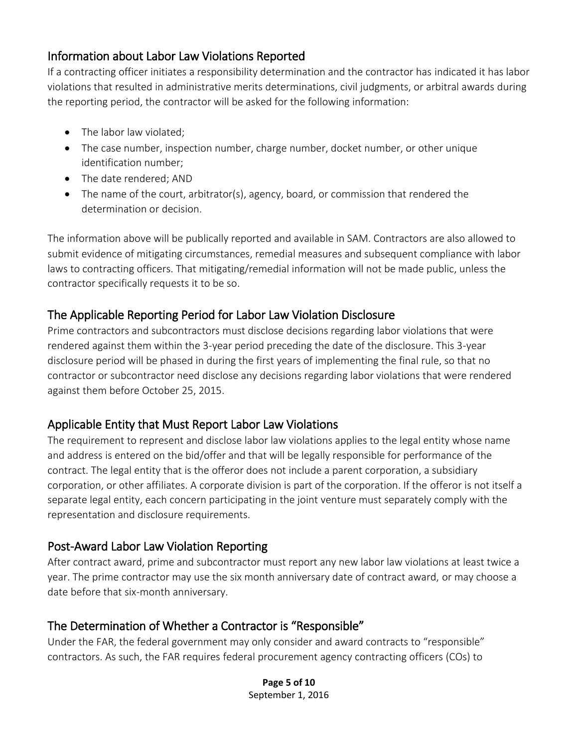## Information about Labor Law Violations Reported

If a contracting officer initiates a responsibility determination and the contractor has indicated it has labor violations that resulted in administrative merits determinations, civil judgments, or arbitral awards during the reporting period, the contractor will be asked for the following information:

- The labor law violated;
- The case number, inspection number, charge number, docket number, or other unique identification number;
- The date rendered; AND
- The name of the court, arbitrator(s), agency, board, or commission that rendered the determination or decision.

The information above will be publically reported and available in SAM. Contractors are also allowed to submit evidence of mitigating circumstances, remedial measures and subsequent compliance with labor laws to contracting officers. That mitigating/remedial information will not be made public, unless the contractor specifically requests it to be so.

## The Applicable Reporting Period for Labor Law Violation Disclosure

Prime contractors and subcontractors must disclose decisions regarding labor violations that were rendered against them within the 3-year period preceding the date of the disclosure. This 3-year disclosure period will be phased in during the first years of implementing the final rule, so that no contractor or subcontractor need disclose any decisions regarding labor violations that were rendered against them before October 25, 2015.

## Applicable Entity that Must Report Labor Law Violations

The requirement to represent and disclose labor law violations applies to the legal entity whose name and address is entered on the bid/offer and that will be legally responsible for performance of the contract. The legal entity that is the offeror does not include a parent corporation, a subsidiary corporation, or other affiliates. A corporate division is part of the corporation. If the offeror is not itself a separate legal entity, each concern participating in the joint venture must separately comply with the representation and disclosure requirements.

## Post-Award Labor Law Violation Reporting

After contract award, prime and subcontractor must report any new labor law violations at least twice a year. The prime contractor may use the six month anniversary date of contract award, or may choose a date before that six-month anniversary.

## The Determination of Whether a Contractor is "Responsible"

Under the FAR, the federal government may only consider and award contracts to "responsible" contractors. As such, the FAR requires federal procurement agency contracting officers (COs) to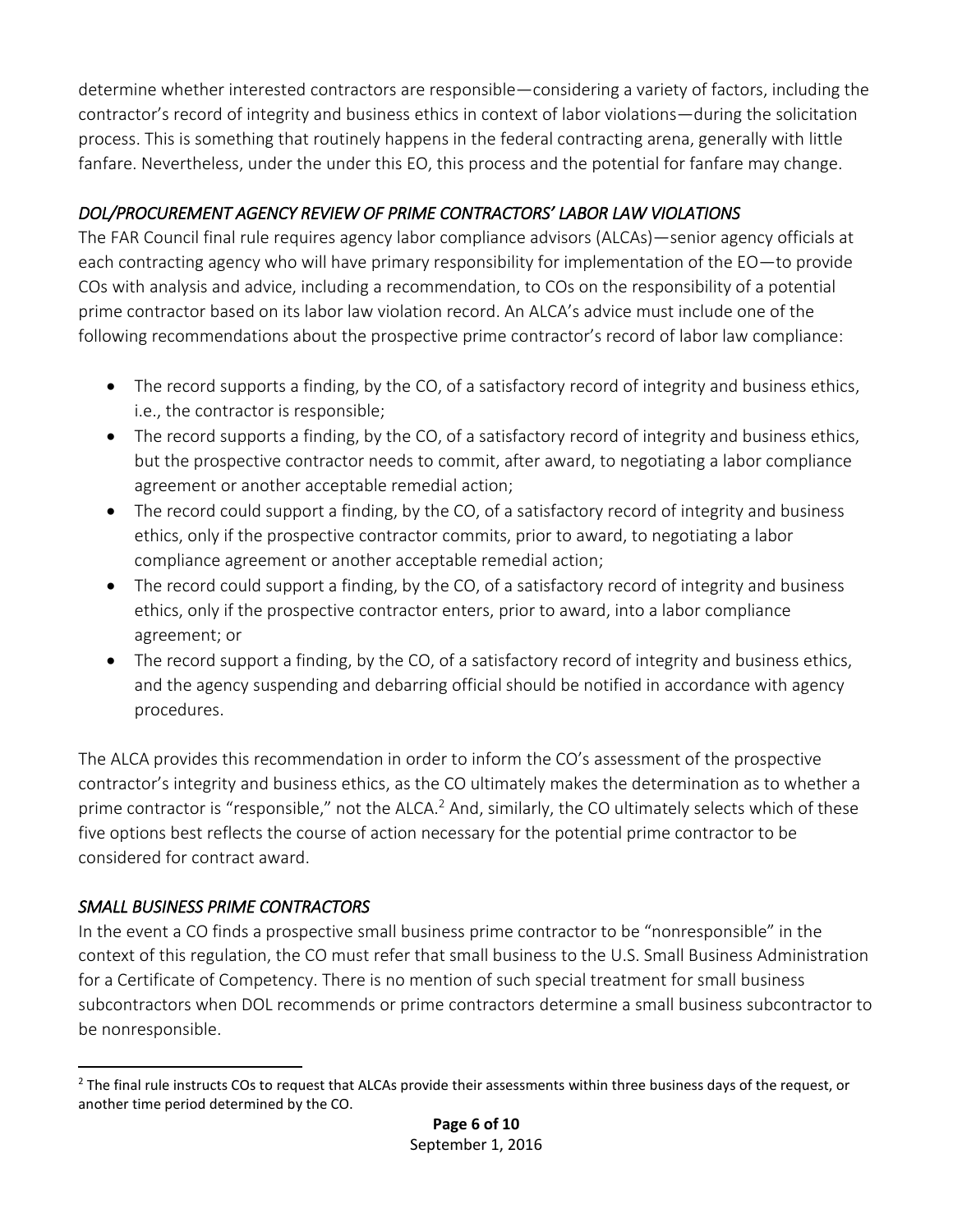determine whether interested contractors are responsible—considering a variety of factors, including the contractor's record of integrity and business ethics in context of labor violations—during the solicitation process. This is something that routinely happens in the federal contracting arena, generally with little fanfare. Nevertheless, under the under this EO, this process and the potential for fanfare may change.

### *DOL/PROCUREMENT AGENCY REVIEW OF PRIME CONTRACTORS' LABOR LAW VIOLATIONS*

The FAR Council final rule requires agency labor compliance advisors (ALCAs)—senior agency officials at each contracting agency who will have primary responsibility for implementation of the EO—to provide COs with analysis and advice, including a recommendation, to COs on the responsibility of a potential prime contractor based on its labor law violation record. An ALCA's advice must include one of the following recommendations about the prospective prime contractor's record of labor law compliance:

- The record supports a finding, by the CO, of a satisfactory record of integrity and business ethics, i.e., the contractor is responsible;
- The record supports a finding, by the CO, of a satisfactory record of integrity and business ethics, but the prospective contractor needs to commit, after award, to negotiating a labor compliance agreement or another acceptable remedial action;
- The record could support a finding, by the CO, of a satisfactory record of integrity and business ethics, only if the prospective contractor commits, prior to award, to negotiating a labor compliance agreement or another acceptable remedial action;
- The record could support a finding, by the CO, of a satisfactory record of integrity and business ethics, only if the prospective contractor enters, prior to award, into a labor compliance agreement; or
- The record support a finding, by the CO, of a satisfactory record of integrity and business ethics, and the agency suspending and debarring official should be notified in accordance with agency procedures.

The ALCA provides this recommendation in order to inform the CO's assessment of the prospective contractor's integrity and business ethics, as the CO ultimately makes the determination as to whether a prime contractor is "responsible," not the ALCA.[2] And, similarly, the CO ultimately selects which of these five options best reflects the course of action necessary for the potential prime contractor to be considered for contract award.

### *SMALL BUSINESS PRIME CONTRACTORS*

In the event a CO finds a prospective small business prime contractor to be "nonresponsible" in the context of this regulation, the CO must refer that small business to the U.S. Small Business Administration for a Certificate of Competency. There is no mention of such special treatment for small business subcontractors when DOL recommends or prime contractors determine a small business subcontractor to be nonresponsible.

[2] The final rule instructs COs to request that ALCAs provide their assessments within three business days of the request, or another time period determined by the CO.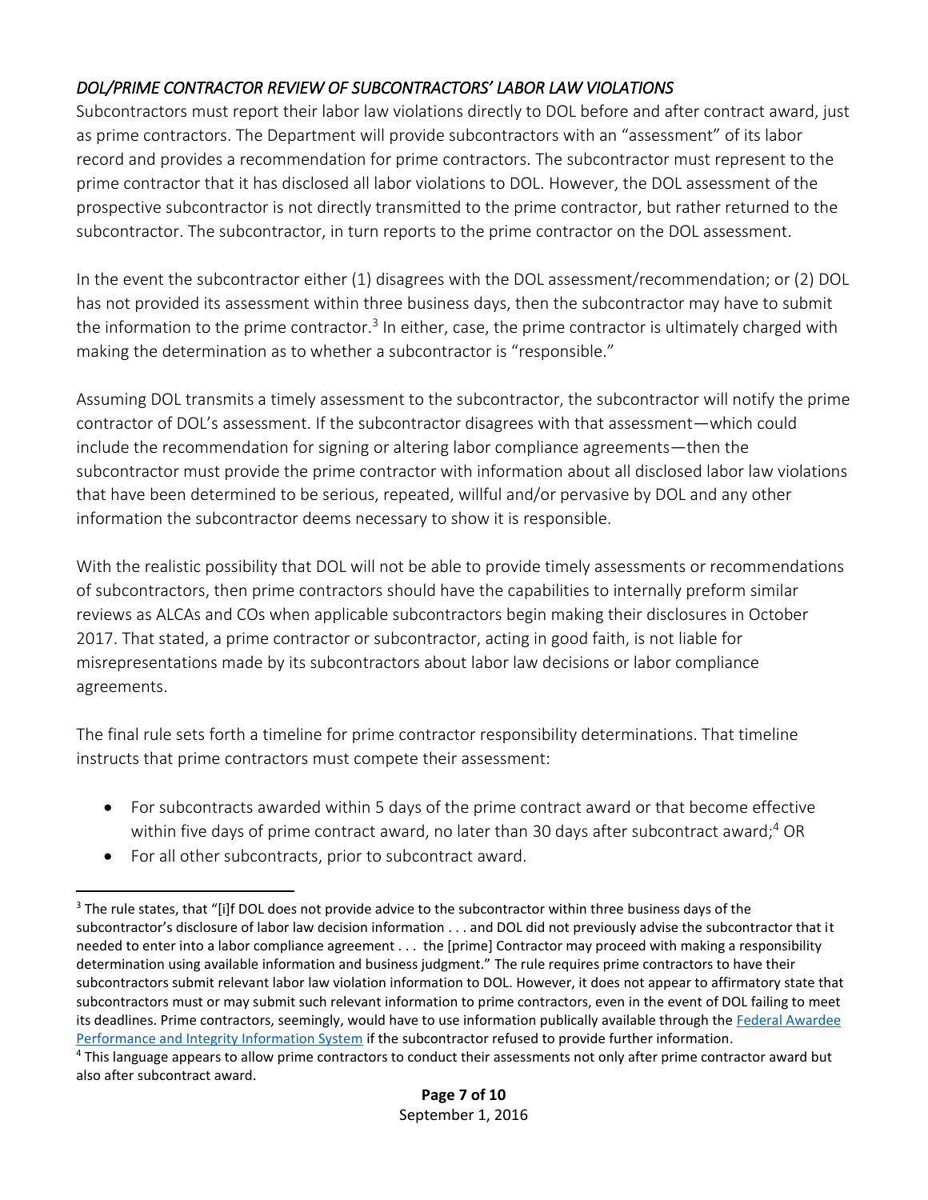### *DOL/PRIME CONTRACTOR REVIEW OF SUBCONTRACTORS' LABOR LAW VIOLATIONS*

Subcontractors must report their labor law violations directly to DOL before and after contract award, just as prime contractors. The Department will provide subcontractors with an "assessment" of its labor record and provides a recommendation for prime contractors. The subcontractor must represent to the prime contractor that it has disclosed all labor violations to DOL. However, the DOL assessment of the prospective subcontractor is not directly transmitted to the prime contractor, but rather returned to the subcontractor. The subcontractor, in turn reports to the prime contractor on the DOL assessment.

In the event the subcontractor either (1) disagrees with the DOL assessment/recommendation; or (2) DOL has not provided its assessment within three business days, then the subcontractor may have to submit the information to the prime contractor.[3] In either, case, the prime contractor is ultimately charged with making the determination as to whether a subcontractor is "responsible."

Assuming DOL transmits a timely assessment to the subcontractor, the subcontractor will notify the prime contractor of DOL's assessment. If the subcontractor disagrees with that assessment—which could include the recommendation for signing or altering labor compliance agreements—then the subcontractor must provide the prime contractor with information about all disclosed labor law violations that have been determined to be serious, repeated, willful and/or pervasive by DOL and any other information the subcontractor deems necessary to show it is responsible.

With the realistic possibility that DOL will not be able to provide timely assessments or recommendations of subcontractors, then prime contractors should have the capabilities to internally preform similar reviews as ALCAs and COs when applicable subcontractors begin making their disclosures in October 2017. That stated, a prime contractor or subcontractor, acting in good faith, is not liable for misrepresentations made by its subcontractors about labor law decisions or labor compliance agreements.

The final rule sets forth a timeline for prime contractor responsibility determinations. That timeline instructs that prime contractors must compete their assessment:

- For subcontracts awarded within 5 days of the prime contract award or that become effective within five days of prime contract award, no later than 30 days after subcontract award;[4] OR
- For all other subcontracts, prior to subcontract award.

---

[3] The rule states, that "[i]f DOL does not provide advice to the subcontractor within three business days of the subcontractor's disclosure of labor law decision information . . . and DOL did not previously advise the subcontractor that it needed to enter into a labor compliance agreement . . . the [prime] Contractor may proceed with making a responsibility determination using available information and business judgment." The rule requires prime contractors to have their subcontractors submit relevant labor law violation information to DOL. However, it does not appear to affirmatory state that subcontractors must or may submit such relevant information to prime contractors, even in the event of DOL failing to meet its deadlines. Prime contractors, seemingly, would have to use information publically available through the Federal Awardee Performance and Integrity Information System if the subcontractor refused to provide further information.

[4] This language appears to allow prime contractors to conduct their assessments not only after prime contractor award but also after subcontract award.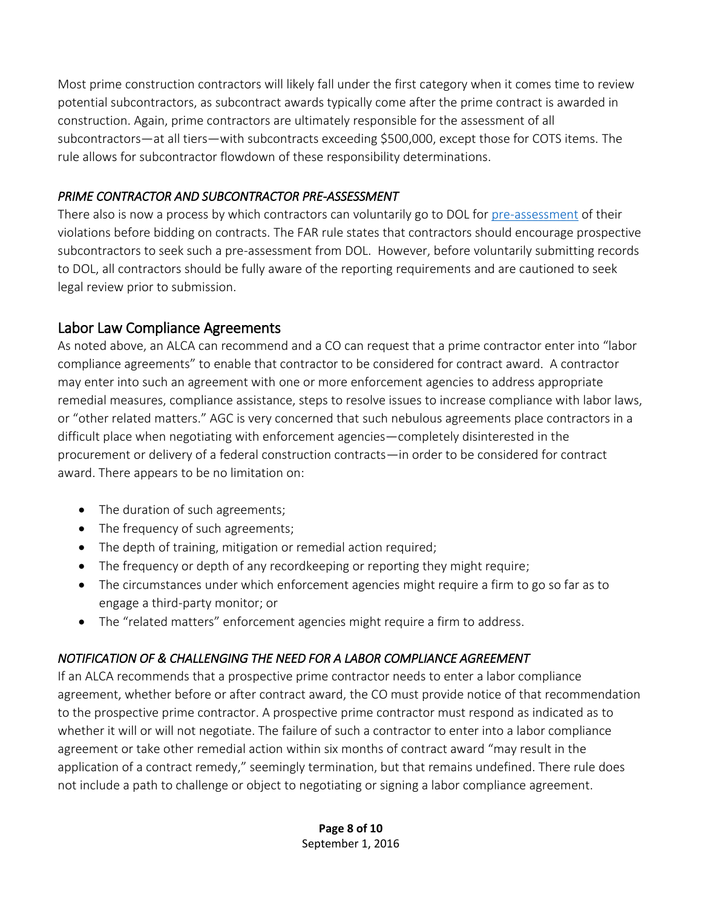Most prime construction contractors will likely fall under the first category when it comes time to review potential subcontractors, as subcontract awards typically come after the prime contract is awarded in construction. Again, prime contractors are ultimately responsible for the assessment of all subcontractors—at all tiers—with subcontracts exceeding $500,000, except those for COTS items. The rule allows for subcontractor flowdown of these responsibility determinations.

### *PRIME CONTRACTOR AND SUBCONTRACTOR PRE-ASSESSMENT*

There also is now a process by which contractors can voluntarily go to DOL for pre-assessment of their violations before bidding on contracts. The FAR rule states that contractors should encourage prospective subcontractors to seek such a pre-assessment from DOL. However, before voluntarily submitting records to DOL, all contractors should be fully aware of the reporting requirements and are cautioned to seek legal review prior to submission.

## Labor Law Compliance Agreements

As noted above, an ALCA can recommend and a CO can request that a prime contractor enter into "labor compliance agreements" to enable that contractor to be considered for contract award. A contractor may enter into such an agreement with one or more enforcement agencies to address appropriate remedial measures, compliance assistance, steps to resolve issues to increase compliance with labor laws, or "other related matters." AGC is very concerned that such nebulous agreements place contractors in a difficult place when negotiating with enforcement agencies—completely disinterested in the procurement or delivery of a federal construction contracts—in order to be considered for contract award. There appears to be no limitation on:

- The duration of such agreements;
- The frequency of such agreements;
- The depth of training, mitigation or remedial action required;
- The frequency or depth of any recordkeeping or reporting they might require;
- The circumstances under which enforcement agencies might require a firm to go so far as to engage a third-party monitor; or
- The "related matters" enforcement agencies might require a firm to address.

### *NOTIFICATION OF & CHALLENGING THE NEED FOR A LABOR COMPLIANCE AGREEMENT*

If an ALCA recommends that a prospective prime contractor needs to enter a labor compliance agreement, whether before or after contract award, the CO must provide notice of that recommendation to the prospective prime contractor. A prospective prime contractor must respond as indicated as to whether it will or will not negotiate. The failure of such a contractor to enter into a labor compliance agreement or take other remedial action within six months of contract award "may result in the application of a contract remedy," seemingly termination, but that remains undefined. There rule does not include a path to challenge or object to negotiating or signing a labor compliance agreement.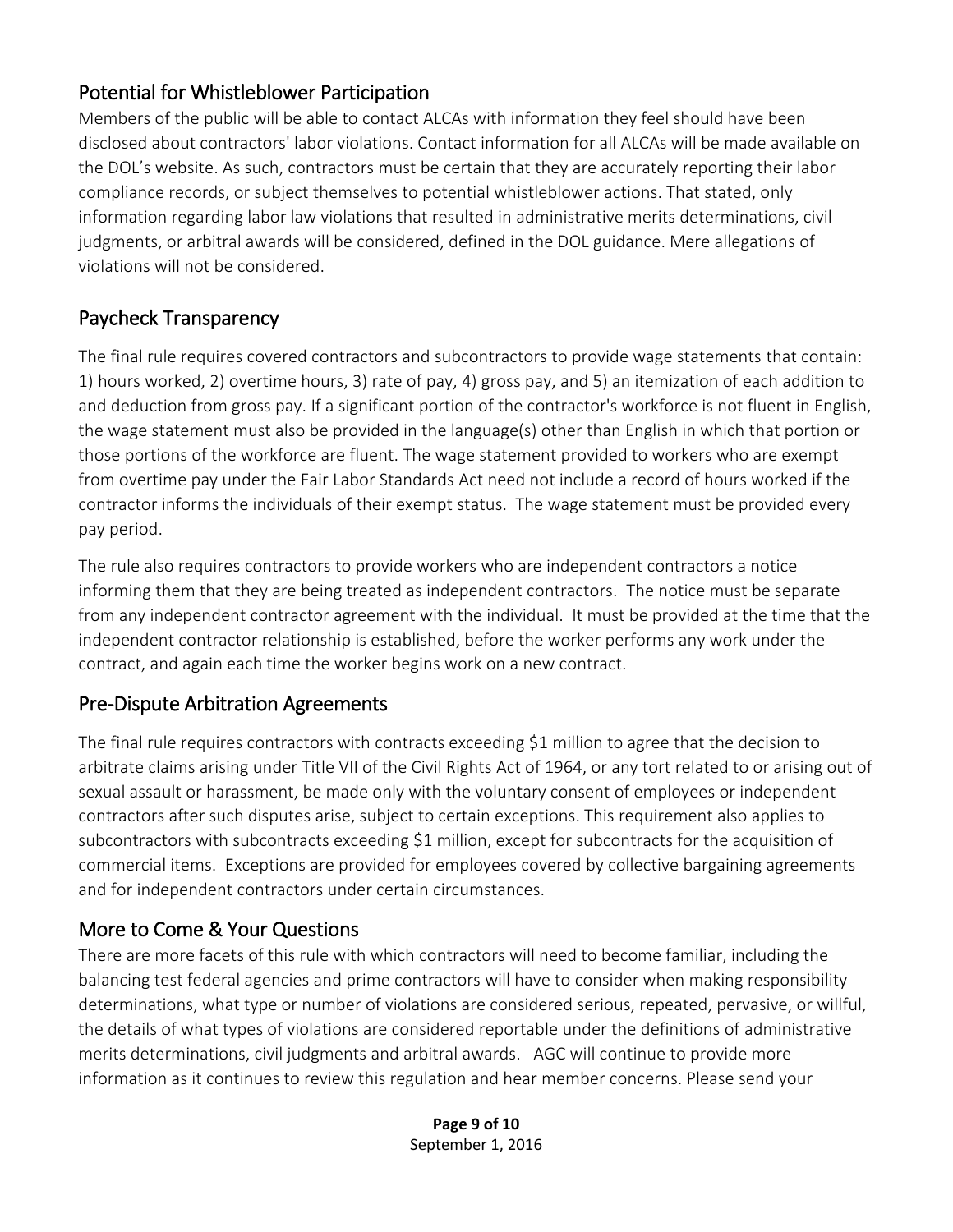## Potential for Whistleblower Participation

Members of the public will be able to contact ALCAs with information they feel should have been disclosed about contractors' labor violations. Contact information for all ALCAs will be made available on the DOL's website. As such, contractors must be certain that they are accurately reporting their labor compliance records, or subject themselves to potential whistleblower actions. That stated, only information regarding labor law violations that resulted in administrative merits determinations, civil judgments, or arbitral awards will be considered, defined in the DOL guidance. Mere allegations of violations will not be considered.

## Paycheck Transparency

The final rule requires covered contractors and subcontractors to provide wage statements that contain: 1) hours worked, 2) overtime hours, 3) rate of pay, 4) gross pay, and 5) an itemization of each addition to and deduction from gross pay. If a significant portion of the contractor's workforce is not fluent in English, the wage statement must also be provided in the language(s) other than English in which that portion or those portions of the workforce are fluent. The wage statement provided to workers who are exempt from overtime pay under the Fair Labor Standards Act need not include a record of hours worked if the contractor informs the individuals of their exempt status. The wage statement must be provided every pay period.

The rule also requires contractors to provide workers who are independent contractors a notice informing them that they are being treated as independent contractors. The notice must be separate from any independent contractor agreement with the individual. It must be provided at the time that the independent contractor relationship is established, before the worker performs any work under the contract, and again each time the worker begins work on a new contract.

## Pre-Dispute Arbitration Agreements

The final rule requires contractors with contracts exceeding $1 million to agree that the decision to arbitrate claims arising under Title VII of the Civil Rights Act of 1964, or any tort related to or arising out of sexual assault or harassment, be made only with the voluntary consent of employees or independent contractors after such disputes arise, subject to certain exceptions. This requirement also applies to subcontractors with subcontracts exceeding $1 million, except for subcontracts for the acquisition of commercial items. Exceptions are provided for employees covered by collective bargaining agreements and for independent contractors under certain circumstances.

## More to Come & Your Questions

There are more facets of this rule with which contractors will need to become familiar, including the balancing test federal agencies and prime contractors will have to consider when making responsibility determinations, what type or number of violations are considered serious, repeated, pervasive, or willful, the details of what types of violations are considered reportable under the definitions of administrative merits determinations, civil judgments and arbitral awards. AGC will continue to provide more information as it continues to review this regulation and hear member concerns. Please send your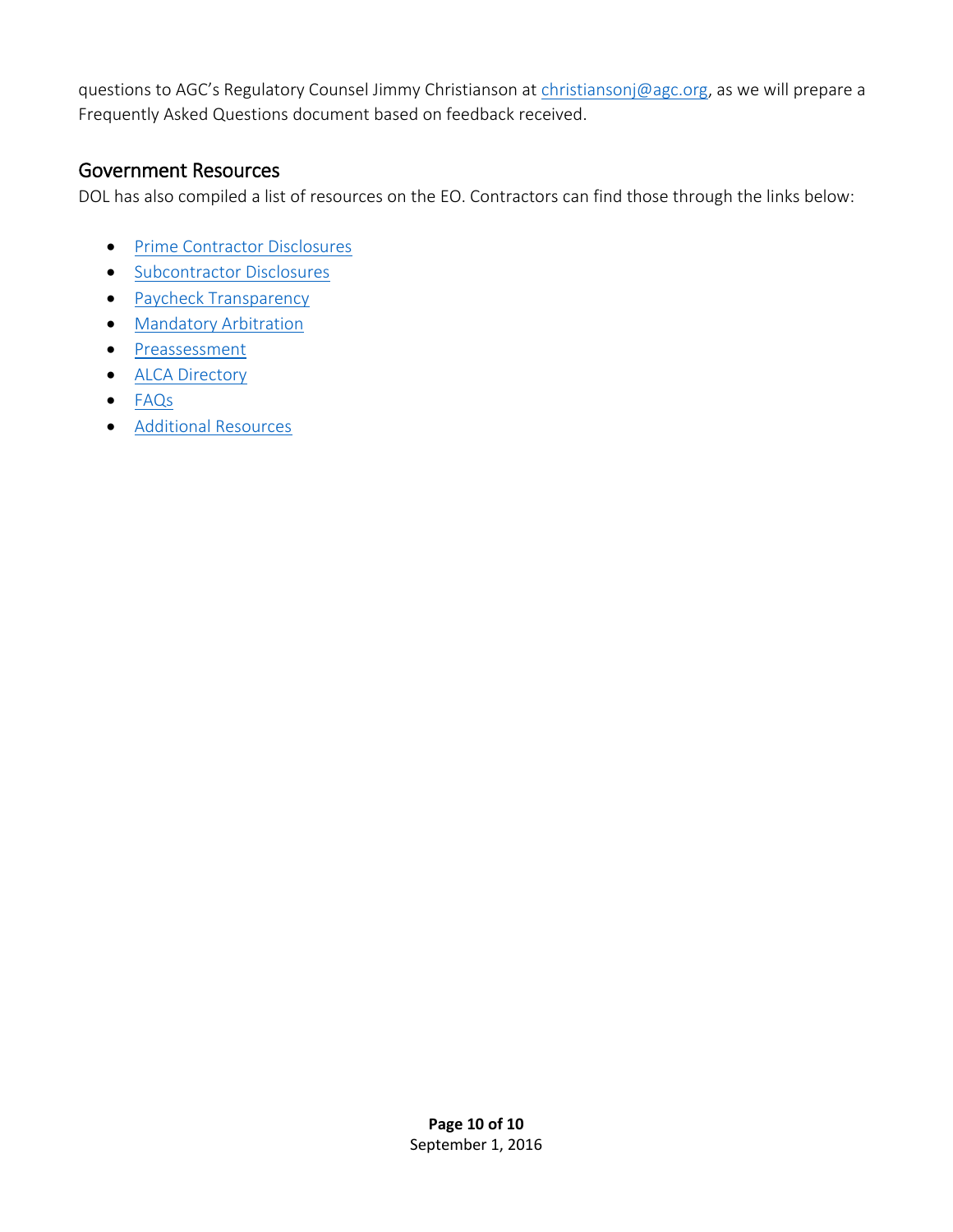questions to AGC's Regulatory Counsel Jimmy Christianson at christiansonj@agc.org, as we will prepare a Frequently Asked Questions document based on feedback received.

## Government Resources

DOL has also compiled a list of resources on the EO. Contractors can find those through the links below:

- Prime Contractor Disclosures
- Subcontractor Disclosures
- Paycheck Transparency
- Mandatory Arbitration
- Preassessment
- ALCA Directory
- FAQs
- Additional Resources